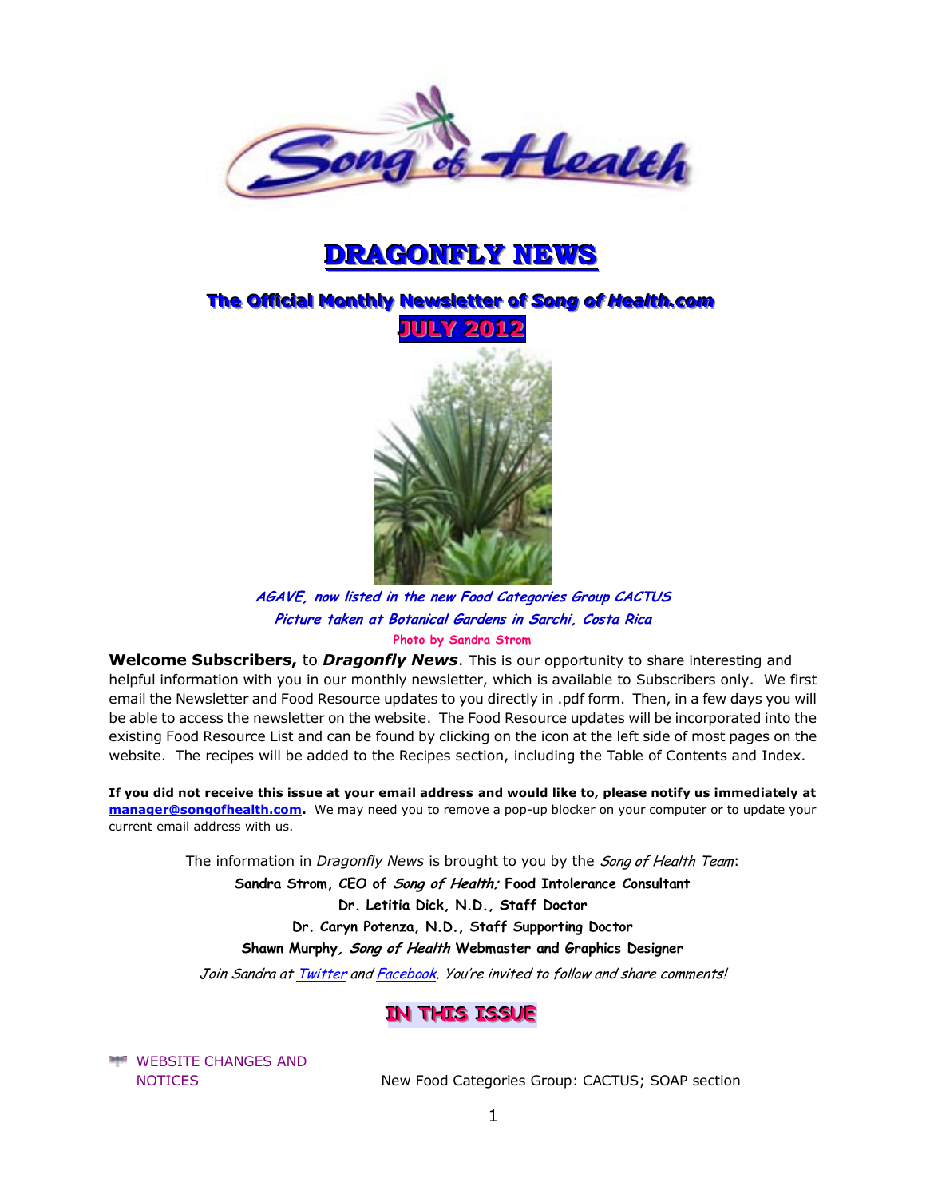# DRAGONFLY NEWS

## The Official Monthly Newsletter of *Song of Health.com*

**JULY 2012**

***AGAVE, now listed in the new Food Categories Group CACTUS***
***Picture taken at Botanical Gardens in Sarchi, Costa Rica***
**Photo by Sandra Strom**

**Welcome Subscribers,** to ***Dragonfly News***. This is our opportunity to share interesting and helpful information with you in our monthly newsletter, which is available to Subscribers only. We first email the Newsletter and Food Resource updates to you directly in .pdf form. Then, in a few days you will be able to access the newsletter on the website. The Food Resource updates will be incorporated into the existing Food Resource List and can be found by clicking on the icon at the left side of most pages on the website. The recipes will be added to the Recipes section, including the Table of Contents and Index.

**If you did not receive this issue at your email address and would like to, please notify us immediately at manager@songofhealth.com.** We may need you to remove a pop-up blocker on your computer or to update your current email address with us.

The information in *Dragonfly News* is brought to you by the *Song of Health Team*:

**Sandra Strom, CEO of *Song of Health;* Food Intolerance Consultant**
**Dr. Letitia Dick, N.D., Staff Doctor**
**Dr. Caryn Potenza, N.D., Staff Supporting Doctor**
**Shawn Murphy, *Song of Health* Webmaster and Graphics Designer**

*Join Sandra at Twitter and Facebook. You're invited to follow and share comments!*

## IN THIS ISSUE

| | |
|---|---|
| WEBSITE CHANGES AND NOTICES | New Food Categories Group: CACTUS; SOAP section |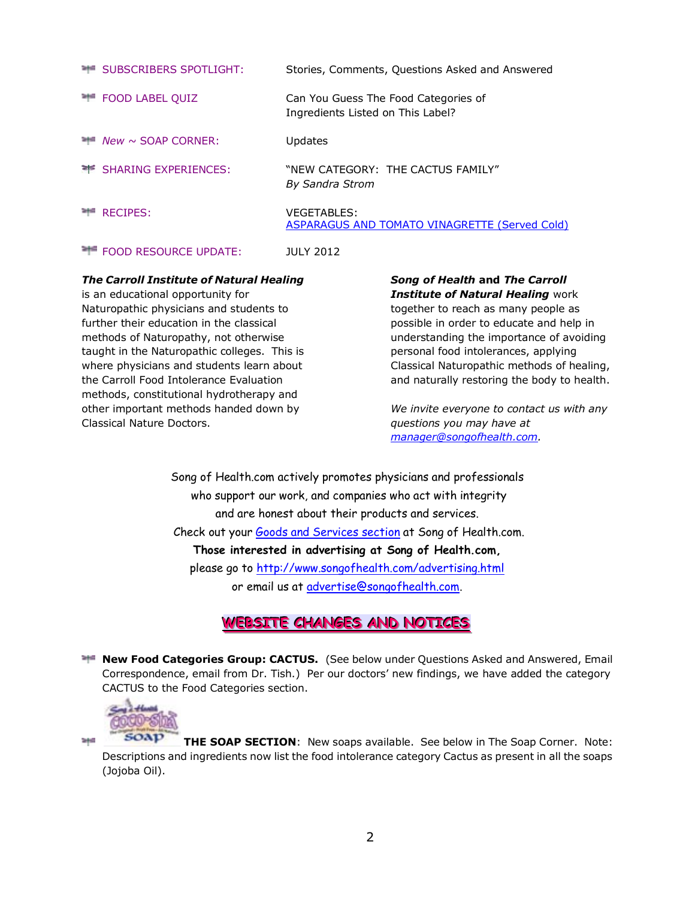| | |
|---|---|
| SUBSCRIBERS SPOTLIGHT: | Stories, Comments, Questions Asked and Answered |
| FOOD LABEL QUIZ | Can You Guess The Food Categories of Ingredients Listed on This Label? |
| *New* ~ SOAP CORNER: | Updates |
| SHARING EXPERIENCES: | "NEW CATEGORY: THE CACTUS FAMILY" *By Sandra Strom* |
| RECIPES: | VEGETABLES: [ASPARAGUS AND TOMATO VINAGRETTE (Served Cold)] |
| FOOD RESOURCE UPDATE: | JULY 2012 |

***The Carroll Institute of Natural Healing*** is an educational opportunity for Naturopathic physicians and students to further their education in the classical methods of Naturopathy, not otherwise taught in the Naturopathic colleges. This is where physicians and students learn about the Carroll Food Intolerance Evaluation methods, constitutional hydrotherapy and other important methods handed down by Classical Nature Doctors.

***Song of Health* and *The Carroll Institute of Natural Healing*** work together to reach as many people as possible in order to educate and help in understanding the importance of avoiding personal food intolerances, applying Classical Naturopathic methods of healing, and naturally restoring the body to health.

*We invite everyone to contact us with any questions you may have at manager@songofhealth.com.*

Song of Health.com actively promotes physicians and professionals who support our work, and companies who act with integrity and are honest about their products and services. Check out your Goods and Services section at Song of Health.com.

**Those interested in advertising at Song of Health.com,** please go to http://www.songofhealth.com/advertising.html or email us at advertise@songofhealth.com.

## WEBSITE CHANGES AND NOTICES

- **New Food Categories Group: CACTUS.** (See below under Questions Asked and Answered, Email Correspondence, email from Dr. Tish.) Per our doctors' new findings, we have added the category CACTUS to the Food Categories section.

- **THE SOAP SECTION**: New soaps available. See below in The Soap Corner. Note: Descriptions and ingredients now list the food intolerance category Cactus as present in all the soaps (Jojoba Oil).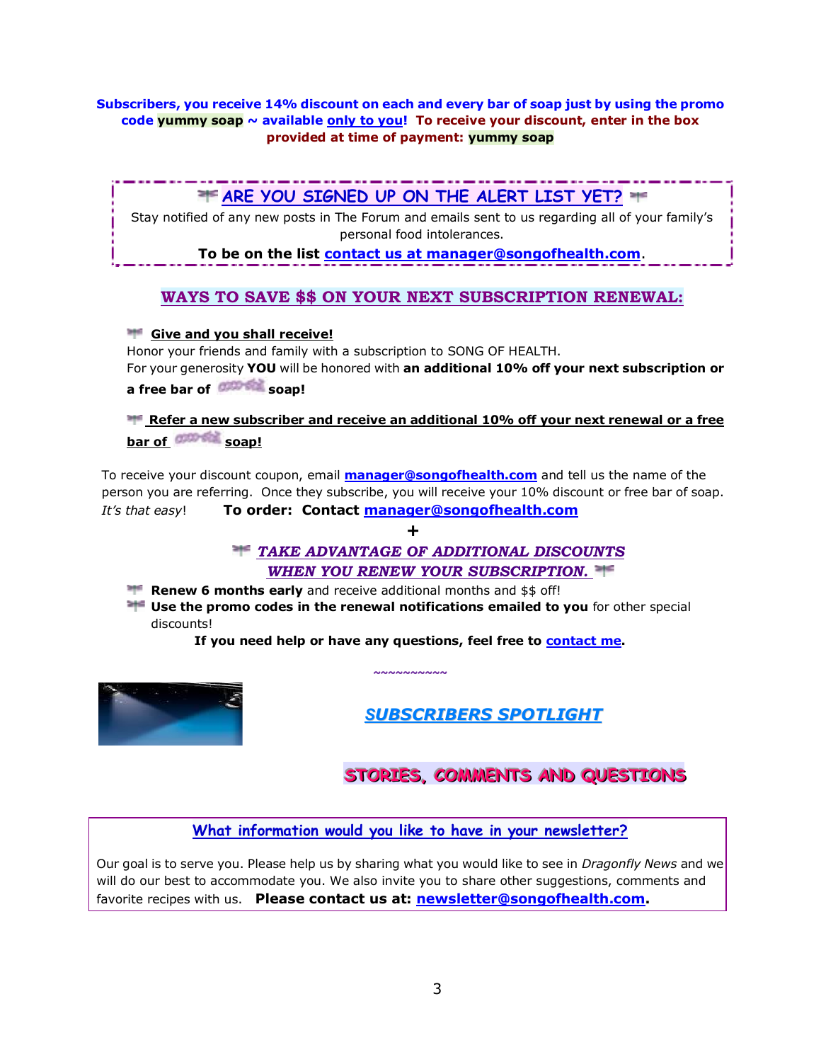**Subscribers, you receive 14% discount on each and every bar of soap just by using the promo code yummy soap ~ available only to you! To receive your discount, enter in the box provided at time of payment: yummy soap**

---

## ARE YOU SIGNED UP ON THE ALERT LIST YET?

Stay notified of any new posts in The Forum and emails sent to us regarding all of your family's personal food intolerances.

**To be on the list contact us at manager@songofhealth.com.**

---

## WAYS TO SAVE $$ ON YOUR NEXT SUBSCRIPTION RENEWAL:

**Give and you shall receive!**

Honor your friends and family with a subscription to SONG OF HEALTH.
For your generosity **YOU** will be honored with **an additional 10% off your next subscription or a free bar of soap!**

**Refer a new subscriber and receive an additional 10% off your next renewal or a free bar of soap!**

To receive your discount coupon, email **manager@songofhealth.com** and tell us the name of the person you are referring. Once they subscribe, you will receive your 10% discount or free bar of soap. *It's that easy*! **To order: Contact manager@songofhealth.com**

+

### *TAKE ADVANTAGE OF ADDITIONAL DISCOUNTS WHEN YOU RENEW YOUR SUBSCRIPTION.*

- **Renew 6 months early** and receive additional months and $$ off!
- **Use the promo codes in the renewal notifications emailed to you** for other special discounts!

**If you need help or have any questions, feel free to contact me.**

~~~~~~~~~~~

## *SUBSCRIBERS SPOTLIGHT*

## STORIES, COMMENTS AND QUESTIONS

---

### What information would you like to have in your newsletter?

Our goal is to serve you. Please help us by sharing what you would like to see in *Dragonfly News* and we will do our best to accommodate you. We also invite you to share other suggestions, comments and favorite recipes with us. **Please contact us at: newsletter@songofhealth.com.**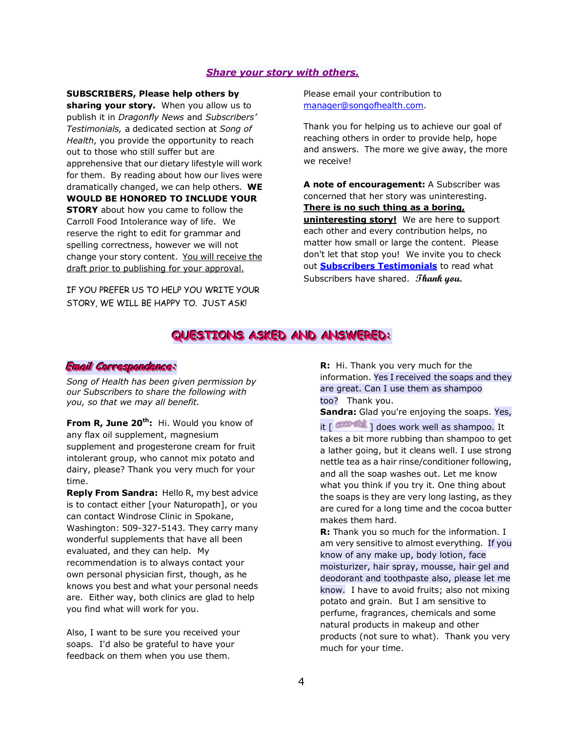## *Share your story with others.*

**SUBSCRIBERS, Please help others by sharing your story.** When you allow us to publish it in *Dragonfly News* and *Subscribers' Testimonials,* a dedicated section at *Song of Health*, you provide the opportunity to reach out to those who still suffer but are apprehensive that our dietary lifestyle will work for them. By reading about how our lives were dramatically changed, we can help others. **WE WOULD BE HONORED TO INCLUDE YOUR STORY** about how you came to follow the Carroll Food Intolerance way of life. We reserve the right to edit for grammar and spelling correctness, however we will not change your story content. You will receive the draft prior to publishing for your approval.

IF YOU PREFER US TO HELP YOU WRITE YOUR STORY, WE WILL BE HAPPY TO. JUST ASK!

Please email your contribution to manager@songofhealth.com.

Thank you for helping us to achieve our goal of reaching others in order to provide help, hope and answers. The more we give away, the more we receive!

**A note of encouragement:** A Subscriber was concerned that her story was uninteresting. **There is no such thing as a boring, uninteresting story!** We are here to support each other and every contribution helps, no matter how small or large the content. Please don't let that stop you! We invite you to check out **Subscribers Testimonials** to read what Subscribers have shared. *Thank you.*

## QUESTIONS ASKED AND ANSWERED:

### *Email Correspondence:*

*Song of Health has been given permission by our Subscribers to share the following with you, so that we may all benefit.*

**From R, June 20th:** Hi. Would you know of any flax oil supplement, magnesium supplement and progesterone cream for fruit intolerant group, who cannot mix potato and dairy, please? Thank you very much for your time.

**Reply From Sandra:** Hello R, my best advice is to contact either [your Naturopath], or you can contact Windrose Clinic in Spokane, Washington: 509-327-5143. They carry many wonderful supplements that have all been evaluated, and they can help. My recommendation is to always contact your own personal physician first, though, as he knows you best and what your personal needs are. Either way, both clinics are glad to help you find what will work for you.

Also, I want to be sure you received your soaps. I'd also be grateful to have your feedback on them when you use them.

**R:** Hi. Thank you very much for the information. Yes I received the soaps and they are great. Can I use them as shampoo too? Thank you.

**Sandra:** Glad you're enjoying the soaps. Yes, it [ ] does work well as shampoo. It takes a bit more rubbing than shampoo to get a lather going, but it cleans well. I use strong nettle tea as a hair rinse/conditioner following, and all the soap washes out. Let me know what you think if you try it. One thing about the soaps is they are very long lasting, as they are cured for a long time and the cocoa butter makes them hard.

**R:** Thank you so much for the information. I am very sensitive to almost everything. If you know of any make up, body lotion, face moisturizer, hair spray, mousse, hair gel and deodorant and toothpaste also, please let me know. I have to avoid fruits; also not mixing potato and grain. But I am sensitive to perfume, fragrances, chemicals and some natural products in makeup and other products (not sure to what). Thank you very much for your time.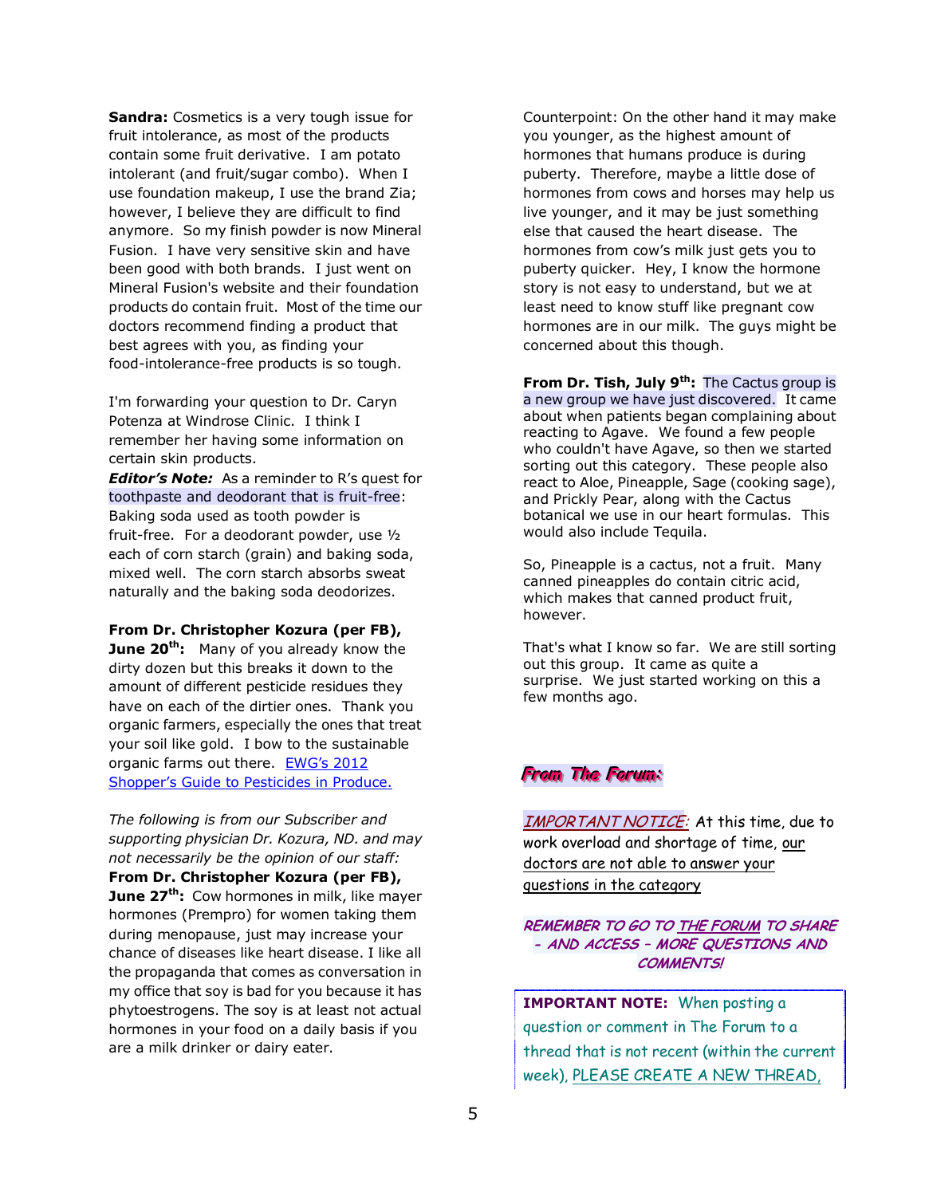**Sandra:** Cosmetics is a very tough issue for fruit intolerance, as most of the products contain some fruit derivative. I am potato intolerant (and fruit/sugar combo). When I use foundation makeup, I use the brand Zia; however, I believe they are difficult to find anymore. So my finish powder is now Mineral Fusion. I have very sensitive skin and have been good with both brands. I just went on Mineral Fusion's website and their foundation products do contain fruit. Most of the time our doctors recommend finding a product that best agrees with you, as finding your food-intolerance-free products is so tough.

I'm forwarding your question to Dr. Caryn Potenza at Windrose Clinic. I think I remember her having some information on certain skin products.

***Editor's Note:*** As a reminder to R's quest for toothpaste and deodorant that is fruit-free: Baking soda used as tooth powder is fruit-free. For a deodorant powder, use ½ each of corn starch (grain) and baking soda, mixed well. The corn starch absorbs sweat naturally and the baking soda deodorizes.

**From Dr. Christopher Kozura (per FB), June 20th:** Many of you already know the dirty dozen but this breaks it down to the amount of different pesticide residues they have on each of the dirtier ones. Thank you organic farmers, especially the ones that treat your soil like gold. I bow to the sustainable organic farms out there. EWG's 2012 Shopper's Guide to Pesticides in Produce.

*The following is from our Subscriber and supporting physician Dr. Kozura, ND. and may not necessarily be the opinion of our staff:*

**From Dr. Christopher Kozura (per FB), June 27th:** Cow hormones in milk, like mayer hormones (Prempro) for women taking them during menopause, just may increase your chance of diseases like heart disease. I like all the propaganda that comes as conversation in my office that soy is bad for you because it has phytoestrogens. The soy is at least not actual hormones in your food on a daily basis if you are a milk drinker or dairy eater.

Counterpoint: On the other hand it may make you younger, as the highest amount of hormones that humans produce is during puberty. Therefore, maybe a little dose of hormones from cows and horses may help us live younger, and it may be just something else that caused the heart disease. The hormones from cow's milk just gets you to puberty quicker. Hey, I know the hormone story is not easy to understand, but we at least need to know stuff like pregnant cow hormones are in our milk. The guys might be concerned about this though.

**From Dr. Tish, July 9th:** The Cactus group is a new group we have just discovered. It came about when patients began complaining about reacting to Agave. We found a few people who couldn't have Agave, so then we started sorting out this category. These people also react to Aloe, Pineapple, Sage (cooking sage), and Prickly Pear, along with the Cactus botanical we use in our heart formulas. This would also include Tequila.

So, Pineapple is a cactus, not a fruit. Many canned pineapples do contain citric acid, which makes that canned product fruit, however.

That's what I know so far. We are still sorting out this group. It came as quite a surprise. We just started working on this a few months ago.

## *From The Forum:*

*IMPORTANT NOTICE:* At this time, due to work overload and shortage of time, our doctors are not able to answer your questions in the category

***REMEMBER TO GO TO THE FORUM TO SHARE - AND ACCESS - MORE QUESTIONS AND COMMENTS!***

**IMPORTANT NOTE:** When posting a question or comment in The Forum to a thread that is not recent (within the current week), PLEASE CREATE A NEW THREAD,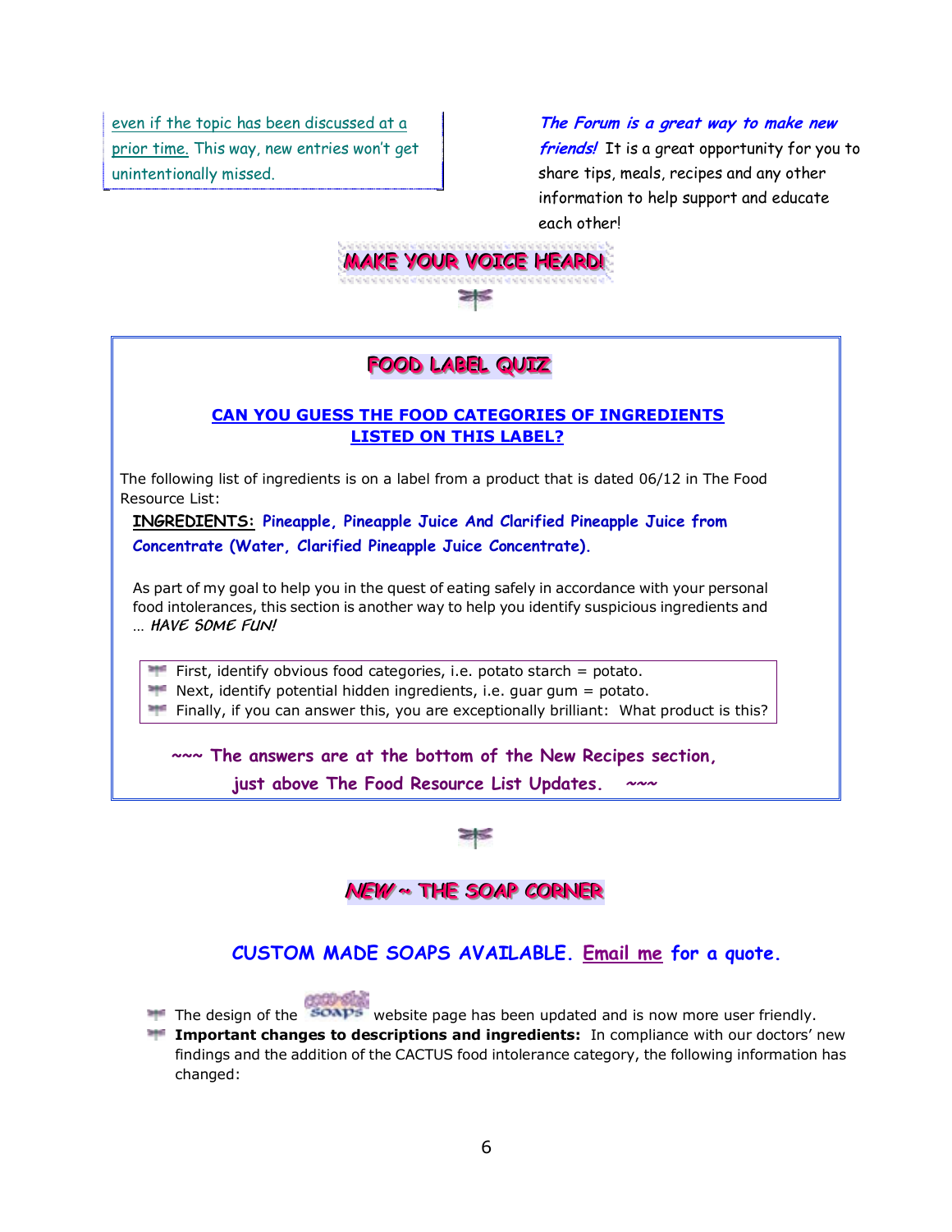even if the topic has been discussed at a prior time. This way, new entries won't get unintentionally missed.

***The Forum is a great way to make new friends!*** It is a great opportunity for you to share tips, meals, recipes and any other information to help support and educate each other!

**MAKE YOUR VOICE HEARD!**

## FOOD LABEL QUIZ

### CAN YOU GUESS THE FOOD CATEGORIES OF INGREDIENTS LISTED ON THIS LABEL?

The following list of ingredients is on a label from a product that is dated 06/12 in The Food Resource List:

**INGREDIENTS:** **Pineapple, Pineapple Juice And Clarified Pineapple Juice from Concentrate (Water, Clarified Pineapple Juice Concentrate).**

As part of my goal to help you in the quest of eating safely in accordance with your personal food intolerances, this section is another way to help you identify suspicious ingredients and … *HAVE SOME FUN!*

- First, identify obvious food categories, i.e. potato starch = potato.
- Next, identify potential hidden ingredients, i.e. guar gum = potato.
- Finally, if you can answer this, you are exceptionally brilliant: What product is this?

**~~~ The answers are at the bottom of the New Recipes section, just above The Food Resource List Updates. ~~~**

## NEW ~ THE SOAP CORNER

### CUSTOM MADE SOAPS AVAILABLE. Email me for a quote.

- The design of the SOAPS website page has been updated and is now more user friendly.
- **Important changes to descriptions and ingredients:** In compliance with our doctors' new findings and the addition of the CACTUS food intolerance category, the following information has changed: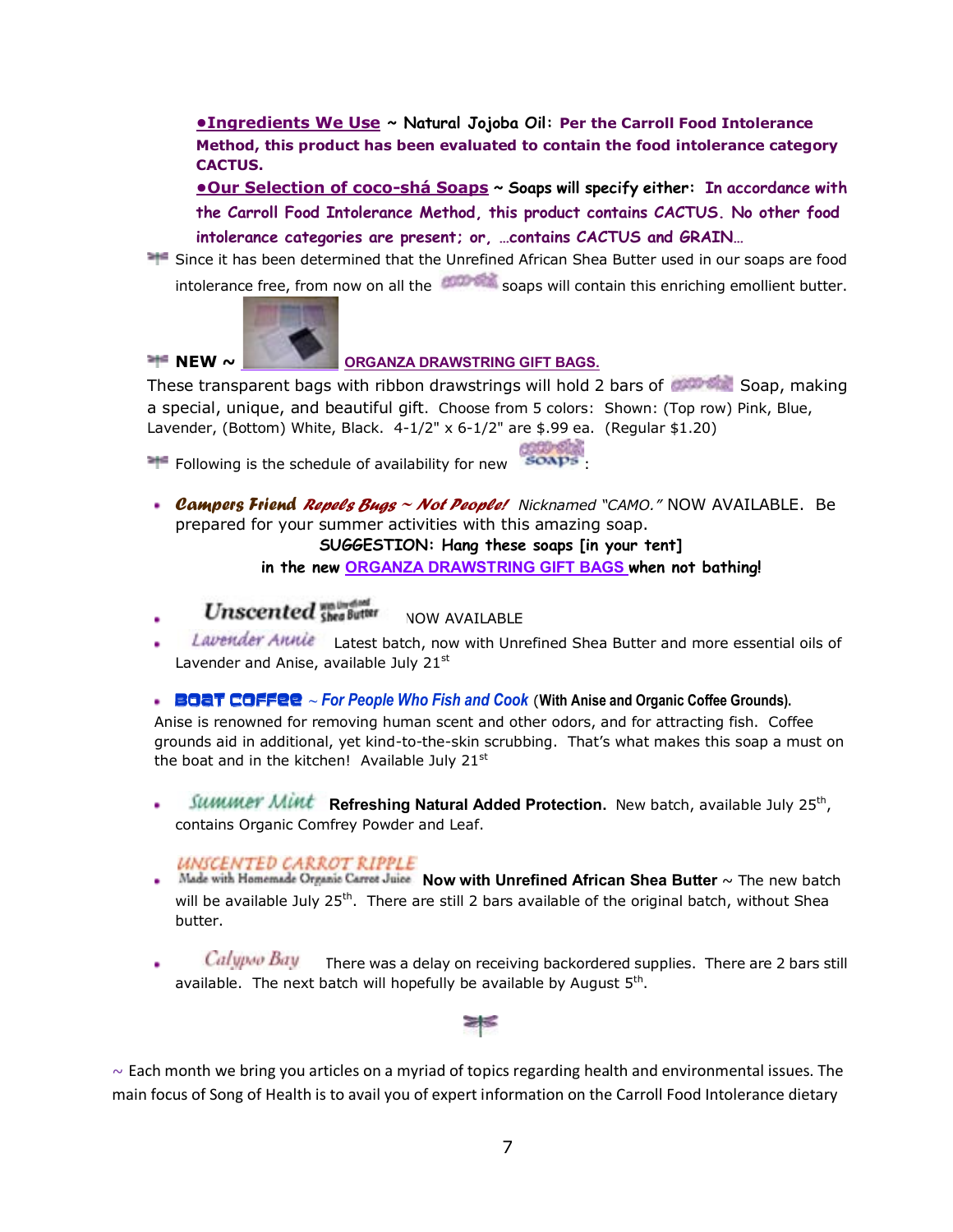**•Ingredients We Use** ~ Natural Jojoba Oil: **Per the Carroll Food Intolerance Method, this product has been evaluated to contain the food intolerance category CACTUS.**

**•Our Selection of coco-shá Soaps** ~ Soaps will specify either: **In accordance with the Carroll Food Intolerance Method, this product contains CACTUS. No other food intolerance categories are present; or, …contains CACTUS and GRAIN…**

Since it has been determined that the Unrefined African Shea Butter used in our soaps are food intolerance free, from now on all the coco-shá soaps will contain this enriching emollient butter.

**NEW ~** **ORGANZA DRAWSTRING GIFT BAGS.**

These transparent bags with ribbon drawstrings will hold 2 bars of coco-shá Soap, making a special, unique, and beautiful gift. Choose from 5 colors: Shown: (Top row) Pink, Blue, Lavender, (Bottom) White, Black. 4-1/2" x 6-1/2" are $.99 ea. (Regular $1.20)

Following is the schedule of availability for new coco-shá SOAPS:

- ***Campers Friend Repels Bugs ~ Not People!*** *Nicknamed "CAMO."* NOW AVAILABLE. Be prepared for your summer activities with this amazing soap.

  **SUGGESTION: Hang these soaps [in your tent] in the new ORGANZA DRAWSTRING GIFT BAGS when not bathing!**

- **Unscented** With Unrefined Shea Butter NOW AVAILABLE
- *Lavender Annie* Latest batch, now with Unrefined Shea Butter and more essential oils of Lavender and Anise, available July 21st
- **BOAT COFFEE** ~ *For People Who Fish and Cook* (**With Anise and Organic Coffee Grounds).** Anise is renowned for removing human scent and other odors, and for attracting fish. Coffee grounds aid in additional, yet kind-to-the-skin scrubbing. That's what makes this soap a must on the boat and in the kitchen! Available July 21st
- *Summer Mint* **Refreshing Natural Added Protection.** New batch, available July 25th, contains Organic Comfrey Powder and Leaf.
- *UNSCENTED CARROT RIPPLE* Made with Homemade Organic Carrot Juice **Now with Unrefined African Shea Butter** ~ The new batch will be available July 25th. There are still 2 bars available of the original batch, without Shea butter.
- *Calypso Bay* There was a delay on receiving backordered supplies. There are 2 bars still available. The next batch will hopefully be available by August 5th.

~ Each month we bring you articles on a myriad of topics regarding health and environmental issues. The main focus of Song of Health is to avail you of expert information on the Carroll Food Intolerance dietary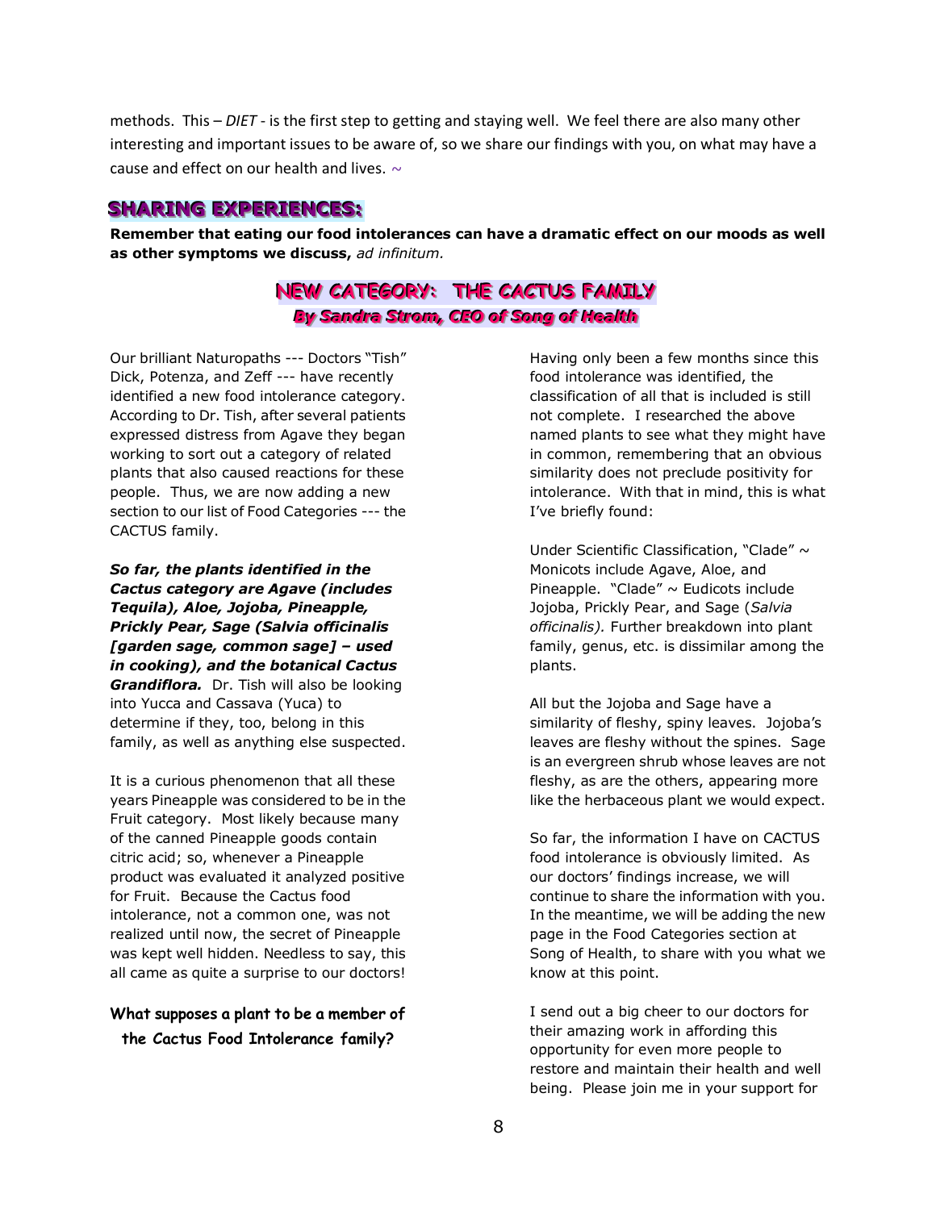methods. This – *DIET* - is the first step to getting and staying well. We feel there are also many other interesting and important issues to be aware of, so we share our findings with you, on what may have a cause and effect on our health and lives. ~

## SHARING EXPERIENCES:

**Remember that eating our food intolerances can have a dramatic effect on our moods as well as other symptoms we discuss,** *ad infinitum.*

## NEW CATEGORY: THE CACTUS FAMILY

***By Sandra Strom, CEO of Song of Health***

Our brilliant Naturopaths --- Doctors "Tish" Dick, Potenza, and Zeff --- have recently identified a new food intolerance category. According to Dr. Tish, after several patients expressed distress from Agave they began working to sort out a category of related plants that also caused reactions for these people. Thus, we are now adding a new section to our list of Food Categories --- the CACTUS family.

***So far, the plants identified in the Cactus category are Agave (includes Tequila), Aloe, Jojoba, Pineapple, Prickly Pear, Sage (Salvia officinalis [garden sage, common sage] – used in cooking), and the botanical Cactus Grandiflora.*** Dr. Tish will also be looking into Yucca and Cassava (Yuca) to determine if they, too, belong in this family, as well as anything else suspected.

It is a curious phenomenon that all these years Pineapple was considered to be in the Fruit category. Most likely because many of the canned Pineapple goods contain citric acid; so, whenever a Pineapple product was evaluated it analyzed positive for Fruit. Because the Cactus food intolerance, not a common one, was not realized until now, the secret of Pineapple was kept well hidden. Needless to say, this all came as quite a surprise to our doctors!

**What supposes a plant to be a member of the Cactus Food Intolerance family?**

Having only been a few months since this food intolerance was identified, the classification of all that is included is still not complete. I researched the above named plants to see what they might have in common, remembering that an obvious similarity does not preclude positivity for intolerance. With that in mind, this is what I've briefly found:

Under Scientific Classification, "Clade" ~ Monicots include Agave, Aloe, and Pineapple. "Clade" ~ Eudicots include Jojoba, Prickly Pear, and Sage (*Salvia officinalis).* Further breakdown into plant family, genus, etc. is dissimilar among the plants.

All but the Jojoba and Sage have a similarity of fleshy, spiny leaves. Jojoba's leaves are fleshy without the spines. Sage is an evergreen shrub whose leaves are not fleshy, as are the others, appearing more like the herbaceous plant we would expect.

So far, the information I have on CACTUS food intolerance is obviously limited. As our doctors' findings increase, we will continue to share the information with you. In the meantime, we will be adding the new page in the Food Categories section at Song of Health, to share with you what we know at this point.

I send out a big cheer to our doctors for their amazing work in affording this opportunity for even more people to restore and maintain their health and well being. Please join me in your support for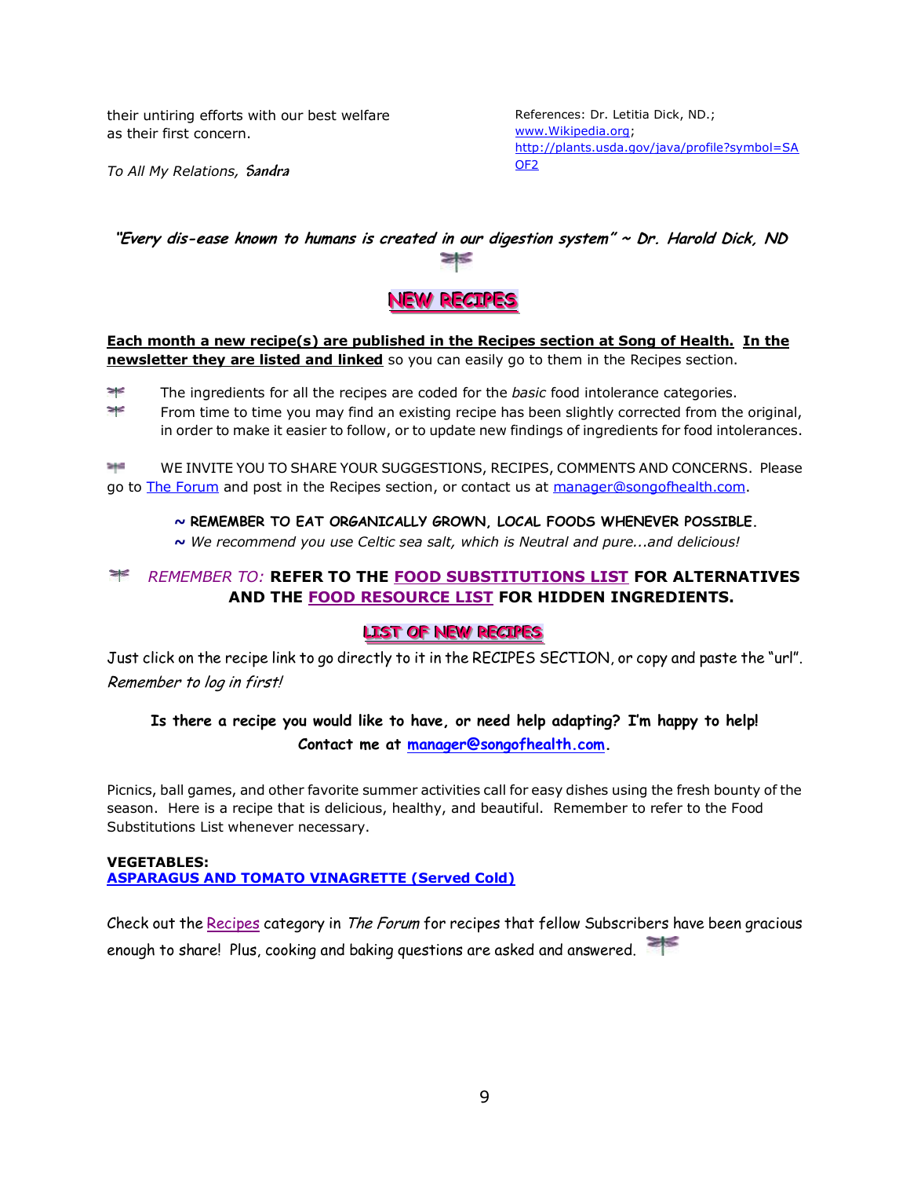their untiring efforts with our best welfare as their first concern.

*To All My Relations, Sandra*

References: Dr. Letitia Dick, ND.; www.Wikipedia.org; http://plants.usda.gov/java/profile?symbol=SAOF2

***"Every dis-ease known to humans is created in our digestion system" ~ Dr. Harold Dick, ND***

## NEW RECIPES

**Each month a new recipe(s) are published in the Recipes section at Song of Health.** **In the newsletter they are listed and linked** so you can easily go to them in the Recipes section.

- The ingredients for all the recipes are coded for the *basic* food intolerance categories.
- From time to time you may find an existing recipe has been slightly corrected from the original, in order to make it easier to follow, or to update new findings of ingredients for food intolerances.

WE INVITE YOU TO SHARE YOUR SUGGESTIONS, RECIPES, COMMENTS AND CONCERNS. Please go to The Forum and post in the Recipes section, or contact us at manager@songofhealth.com.

**~ REMEMBER TO EAT ORGANICALLY GROWN, LOCAL FOODS WHENEVER POSSIBLE.**
*~ We recommend you use Celtic sea salt, which is Neutral and pure...and delicious!*

*REMEMBER TO:* **REFER TO THE FOOD SUBSTITUTIONS LIST FOR ALTERNATIVES AND THE FOOD RESOURCE LIST FOR HIDDEN INGREDIENTS.**

### LIST OF NEW RECIPES

Just click on the recipe link to go directly to it in the RECIPES SECTION, or copy and paste the "url". *Remember to log in first!*

**Is there a recipe you would like to have, or need help adapting? I'm happy to help! Contact me at manager@songofhealth.com.**

Picnics, ball games, and other favorite summer activities call for easy dishes using the fresh bounty of the season. Here is a recipe that is delicious, healthy, and beautiful. Remember to refer to the Food Substitutions List whenever necessary.

**VEGETABLES:**
**ASPARAGUS AND TOMATO VINAGRETTE (Served Cold)**

Check out the Recipes category in *The Forum* for recipes that fellow Subscribers have been gracious enough to share! Plus, cooking and baking questions are asked and answered.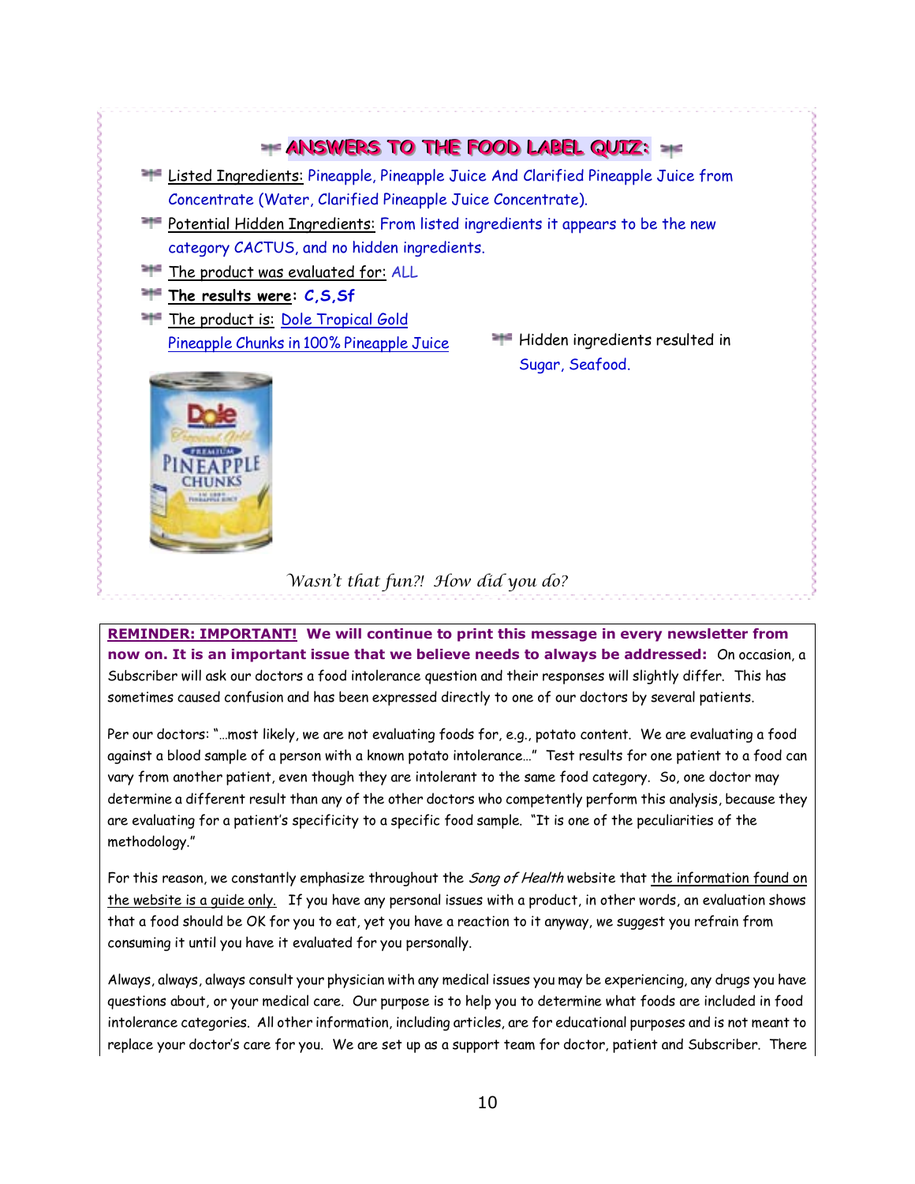## ANSWERS TO THE FOOD LABEL QUIZ:

- Listed Ingredients: Pineapple, Pineapple Juice And Clarified Pineapple Juice from Concentrate (Water, Clarified Pineapple Juice Concentrate).
- Potential Hidden Ingredients: From listed ingredients it appears to be the new category CACTUS, and no hidden ingredients.
- The product was evaluated for: ALL
- **The results were: C,S,Sf**
- The product is: Dole Tropical Gold Pineapple Chunks in 100% Pineapple Juice
- Hidden ingredients resulted in Sugar, Seafood.

*Wasn't that fun?! How did you do?*

**REMINDER: IMPORTANT! We will continue to print this message in every newsletter from now on. It is an important issue that we believe needs to always be addressed:** On occasion, a Subscriber will ask our doctors a food intolerance question and their responses will slightly differ. This has sometimes caused confusion and has been expressed directly to one of our doctors by several patients.

Per our doctors: "…most likely, we are not evaluating foods for, e.g., potato content. We are evaluating a food against a blood sample of a person with a known potato intolerance…" Test results for one patient to a food can vary from another patient, even though they are intolerant to the same food category. So, one doctor may determine a different result than any of the other doctors who competently perform this analysis, because they are evaluating for a patient's specificity to a specific food sample. "It is one of the peculiarities of the methodology."

For this reason, we constantly emphasize throughout the *Song of Health* website that the information found on the website is a guide only. If you have any personal issues with a product, in other words, an evaluation shows that a food should be OK for you to eat, yet you have a reaction to it anyway, we suggest you refrain from consuming it until you have it evaluated for you personally.

Always, always, always consult your physician with any medical issues you may be experiencing, any drugs you have questions about, or your medical care. Our purpose is to help you to determine what foods are included in food intolerance categories. All other information, including articles, are for educational purposes and is not meant to replace your doctor's care for you. We are set up as a support team for doctor, patient and Subscriber. There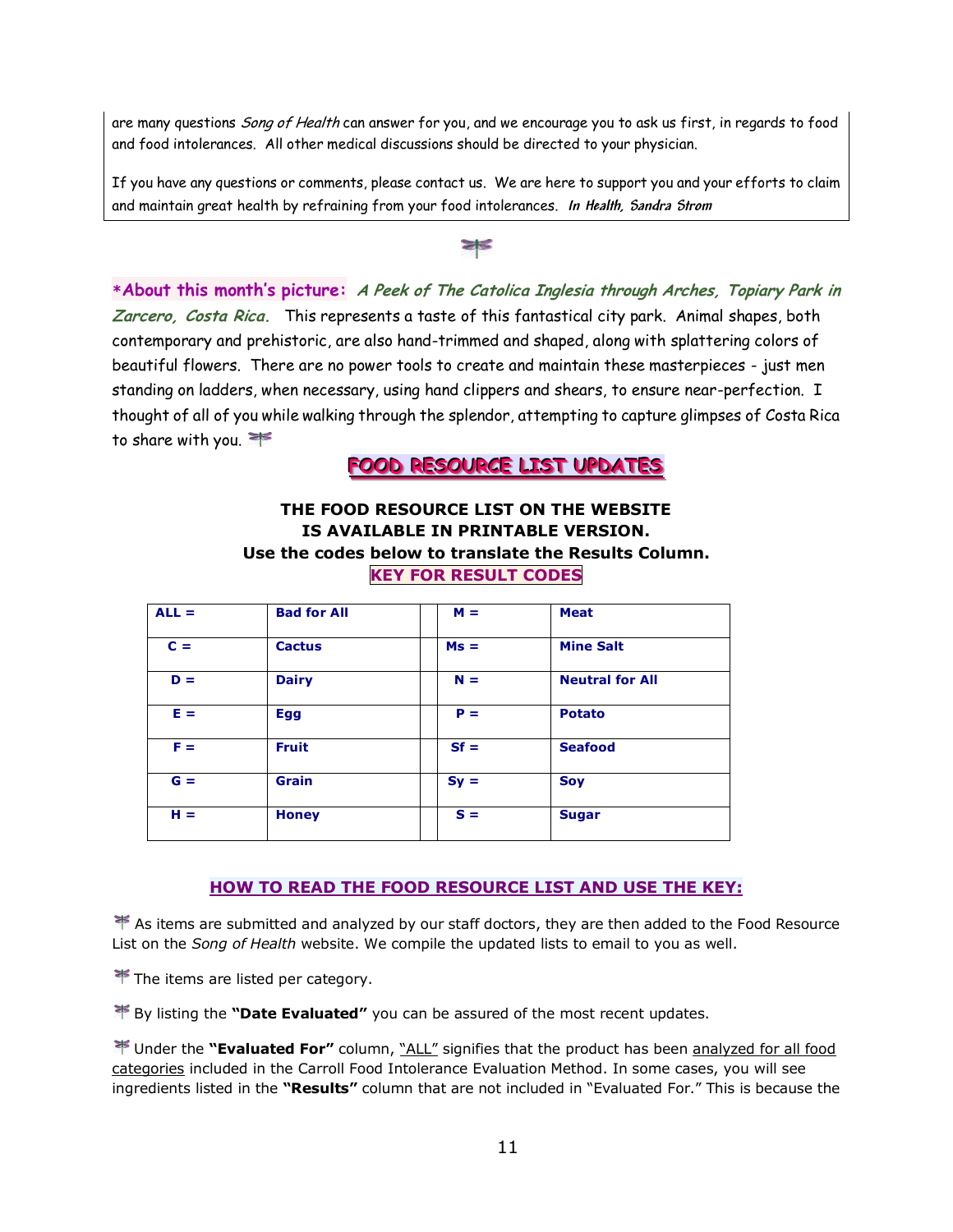are many questions *Song of Health* can answer for you, and we encourage you to ask us first, in regards to food and food intolerances. All other medical discussions should be directed to your physician.

If you have any questions or comments, please contact us. We are here to support you and your efforts to claim and maintain great health by refraining from your food intolerances. ***In Health, Sandra Strom***

***About this month's picture:** *A Peek of The Catolica Inglesia through Arches, Topiary Park in Zarcero, Costa Rica.* This represents a taste of this fantastical city park. Animal shapes, both contemporary and prehistoric, are also hand-trimmed and shaped, along with splattering colors of beautiful flowers. There are no power tools to create and maintain these masterpieces - just men standing on ladders, when necessary, using hand clippers and shears, to ensure near-perfection. I thought of all of you while walking through the splendor, attempting to capture glimpses of Costa Rica to share with you.

## FOOD RESOURCE LIST UPDATES

**THE FOOD RESOURCE LIST ON THE WEBSITE IS AVAILABLE IN PRINTABLE VERSION.**
**Use the codes below to translate the Results Column.**

**KEY FOR RESULT CODES**

| Code | Meaning | | Code | Meaning |
|---|---|---|---|---|
| **ALL =** | **Bad for All** | | **M =** | **Meat** |
| **C =** | **Cactus** | | **Ms =** | **Mine Salt** |
| **D =** | **Dairy** | | **N =** | **Neutral for All** |
| **E =** | **Egg** | | **P =** | **Potato** |
| **F =** | **Fruit** | | **Sf =** | **Seafood** |
| **G =** | **Grain** | | **Sy =** | **Soy** |
| **H =** | **Honey** | | **S =** | **Sugar** |

### HOW TO READ THE FOOD RESOURCE LIST AND USE THE KEY:

- As items are submitted and analyzed by our staff doctors, they are then added to the Food Resource List on the *Song of Health* website. We compile the updated lists to email to you as well.
- The items are listed per category.
- By listing the **"Date Evaluated"** you can be assured of the most recent updates.
- Under the **"Evaluated For"** column, "ALL" signifies that the product has been analyzed for all food categories included in the Carroll Food Intolerance Evaluation Method. In some cases, you will see ingredients listed in the **"Results"** column that are not included in "Evaluated For." This is because the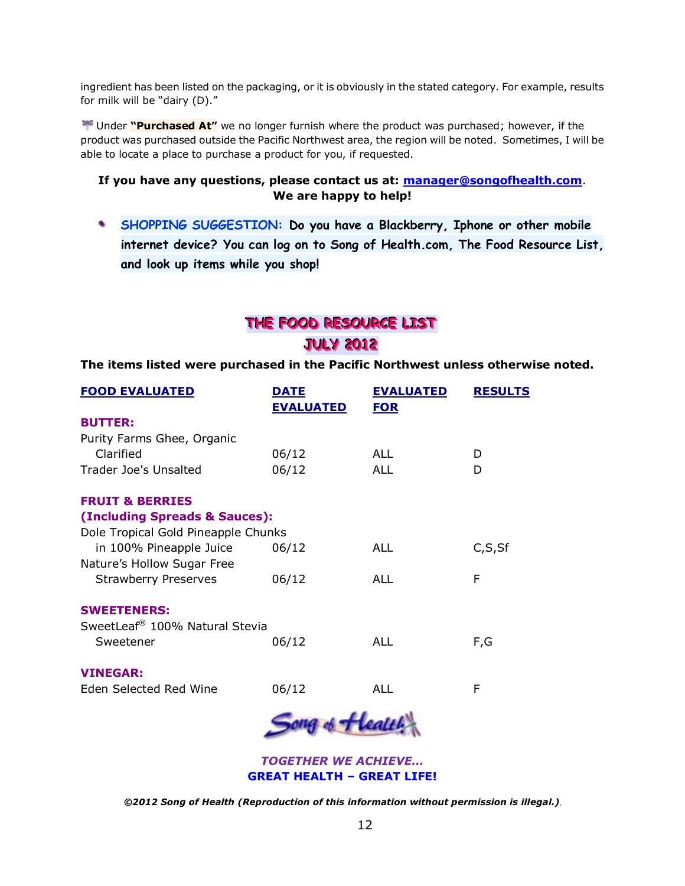ingredient has been listed on the packaging, or it is obviously in the stated category. For example, results for milk will be "dairy (D)."

Under **"Purchased At"** we no longer furnish where the product was purchased; however, if the product was purchased outside the Pacific Northwest area, the region will be noted. Sometimes, I will be able to locate a place to purchase a product for you, if requested.

**If you have any questions, please contact us at: manager@songofhealth.com. We are happy to help!**

- **SHOPPING SUGGESTION: Do you have a Blackberry, Iphone or other mobile internet device? You can log on to Song of Health.com, The Food Resource List, and look up items while you shop!**

## THE FOOD RESOURCE LIST
## JULY 2012

**The items listed were purchased in the Pacific Northwest unless otherwise noted.**

| FOOD EVALUATED | DATE EVALUATED | EVALUATED FOR | RESULTS |
|---|---|---|---|
| **BUTTER:** | | | |
| Purity Farms Ghee, Organic Clarified | 06/12 | ALL | D |
| Trader Joe's Unsalted | 06/12 | ALL | D |
| **FRUIT & BERRIES (Including Spreads & Sauces):** | | | |
| Dole Tropical Gold Pineapple Chunks in 100% Pineapple Juice | 06/12 | ALL | C,S,Sf |
| Nature's Hollow Sugar Free Strawberry Preserves | 06/12 | ALL | F |
| **SWEETENERS:** | | | |
| SweetLeaf® 100% Natural Stevia Sweetener | 06/12 | ALL | F,G |
| **VINEGAR:** | | | |
| Eden Selected Red Wine | 06/12 | ALL | F |

Song of Health

*TOGETHER WE ACHIEVE…*
**GREAT HEALTH – GREAT LIFE!**

***©2012 Song of Health (Reproduction of this information without permission is illegal.)***